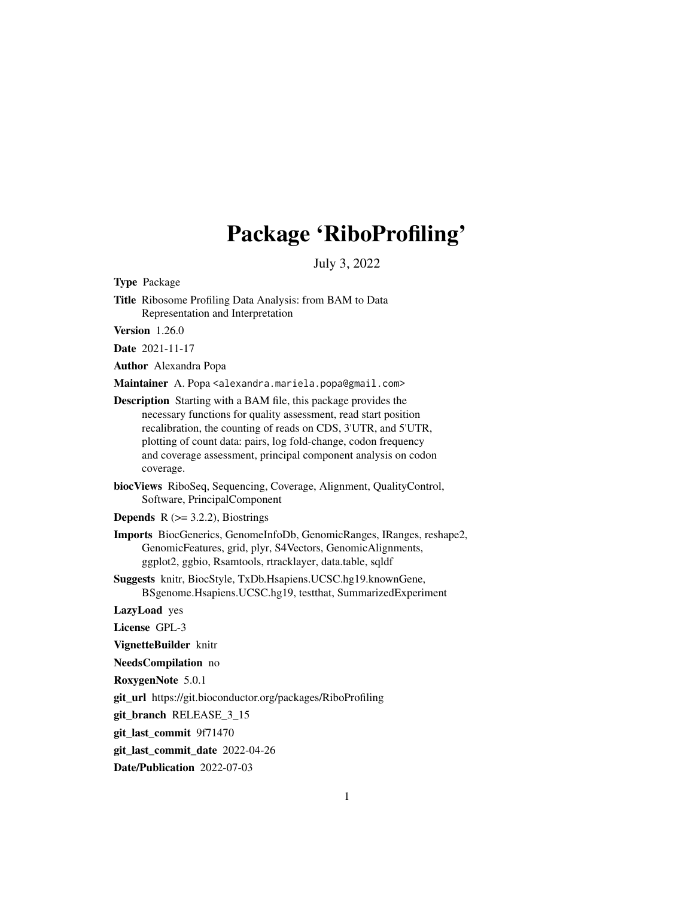# Package 'RiboProfiling'

July 3, 2022

**Type** Package

**Title** Ribosome Profiling Data Analysis: from BAM to Data Representation and Interpretation

**Version** 1.26.0

**Date** 2021-11-17

**Author** Alexandra Popa

**Maintainer** A. Popa <alexandra.mariela.popa@gmail.com>

**Description** Starting with a BAM file, this package provides the necessary functions for quality assessment, read start position recalibration, the counting of reads on CDS, 3'UTR, and 5'UTR, plotting of count data: pairs, log fold-change, codon frequency and coverage assessment, principal component analysis on codon coverage.

**biocViews** RiboSeq, Sequencing, Coverage, Alignment, QualityControl, Software, PrincipalComponent

**Depends** R (>= 3.2.2), Biostrings

**Imports** BiocGenerics, GenomeInfoDb, GenomicRanges, IRanges, reshape2, GenomicFeatures, grid, plyr, S4Vectors, GenomicAlignments, ggplot2, ggbio, Rsamtools, rtracklayer, data.table, sqldf

**Suggests** knitr, BiocStyle, TxDb.Hsapiens.UCSC.hg19.knownGene, BSgenome.Hsapiens.UCSC.hg19, testthat, SummarizedExperiment

**LazyLoad** yes

**License** GPL-3

**VignetteBuilder** knitr

**NeedsCompilation** no

**RoxygenNote** 5.0.1

**git_url** https://git.bioconductor.org/packages/RiboProfiling

**git_branch** RELEASE_3_15

**git_last_commit** 9f71470

**git_last_commit_date** 2022-04-26

**Date/Publication** 2022-07-03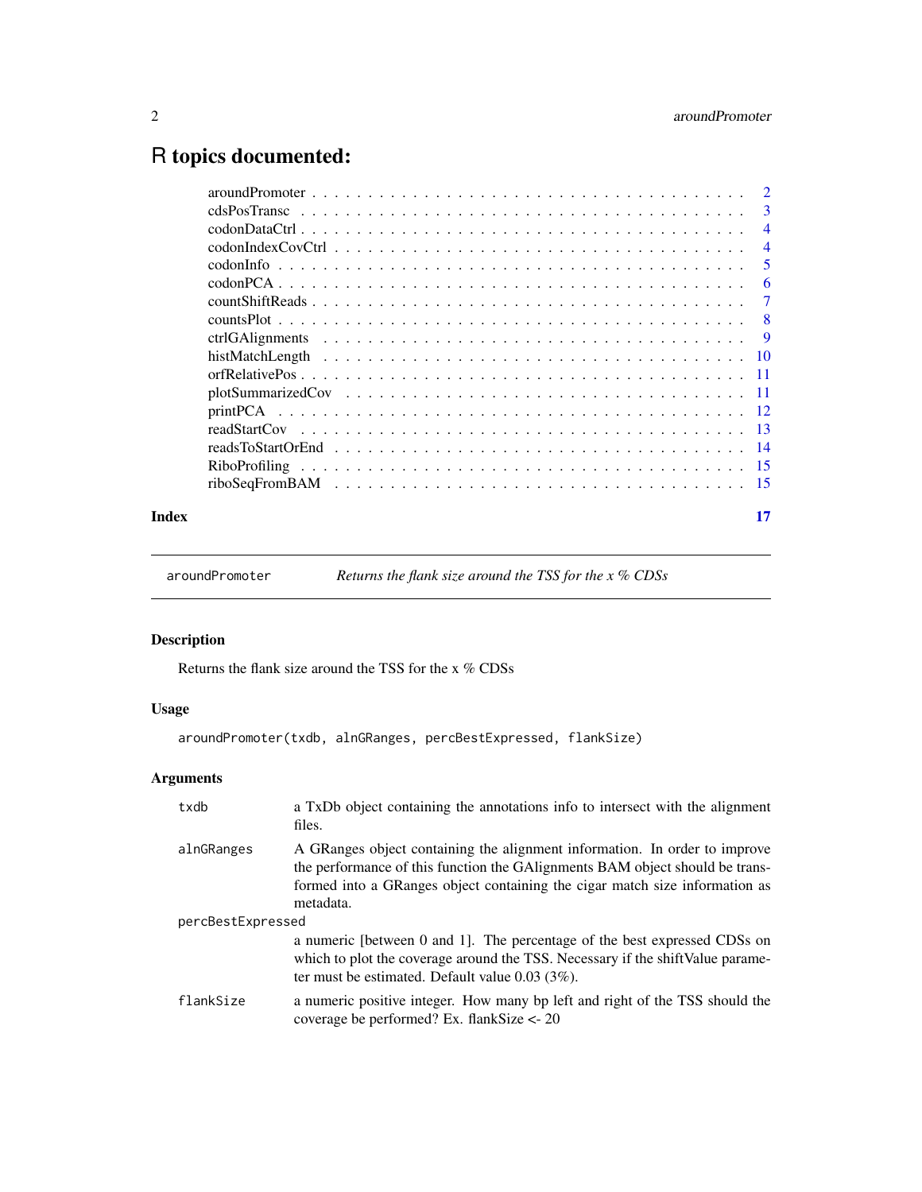# R topics documented:

| | |
|---|---|
| aroundPromoter | 2 |
| cdsPosTransc | 3 |
| codonDataCtrl | 4 |
| codonIndexCovCtrl | 4 |
| codonInfo | 5 |
| codonPCA | 6 |
| countShiftReads | 7 |
| countsPlot | 8 |
| ctrlGAlignments | 9 |
| histMatchLength | 10 |
| orfRelativePos | 11 |
| plotSummarizedCov | 11 |
| printPCA | 12 |
| readStartCov | 13 |
| readsToStartOrEnd | 14 |
| RiboProfiling | 15 |
| riboSeqFromBAM | 15 |

**Index** 17

---

## aroundPromoter — *Returns the flank size around the TSS for the x % CDSs*

### Description

Returns the flank size around the TSS for the x % CDSs

### Usage

```
aroundPromoter(txdb, alnGRanges, percBestExpressed, flankSize)
```

### Arguments

| | |
|---|---|
| `txdb` | a TxDb object containing the annotations info to intersect with the alignment files. |
| `alnGRanges` | A GRanges object containing the alignment information. In order to improve the performance of this function the GAlignments BAM object should be transformed into a GRanges object containing the cigar match size information as metadata. |
| `percBestExpressed` | a numeric [between 0 and 1]. The percentage of the best expressed CDSs on which to plot the coverage around the TSS. Necessary if the shiftValue parameter must be estimated. Default value 0.03 (3%). |
| `flankSize` | a numeric positive integer. How many bp left and right of the TSS should the coverage be performed? Ex. flankSize <- 20 |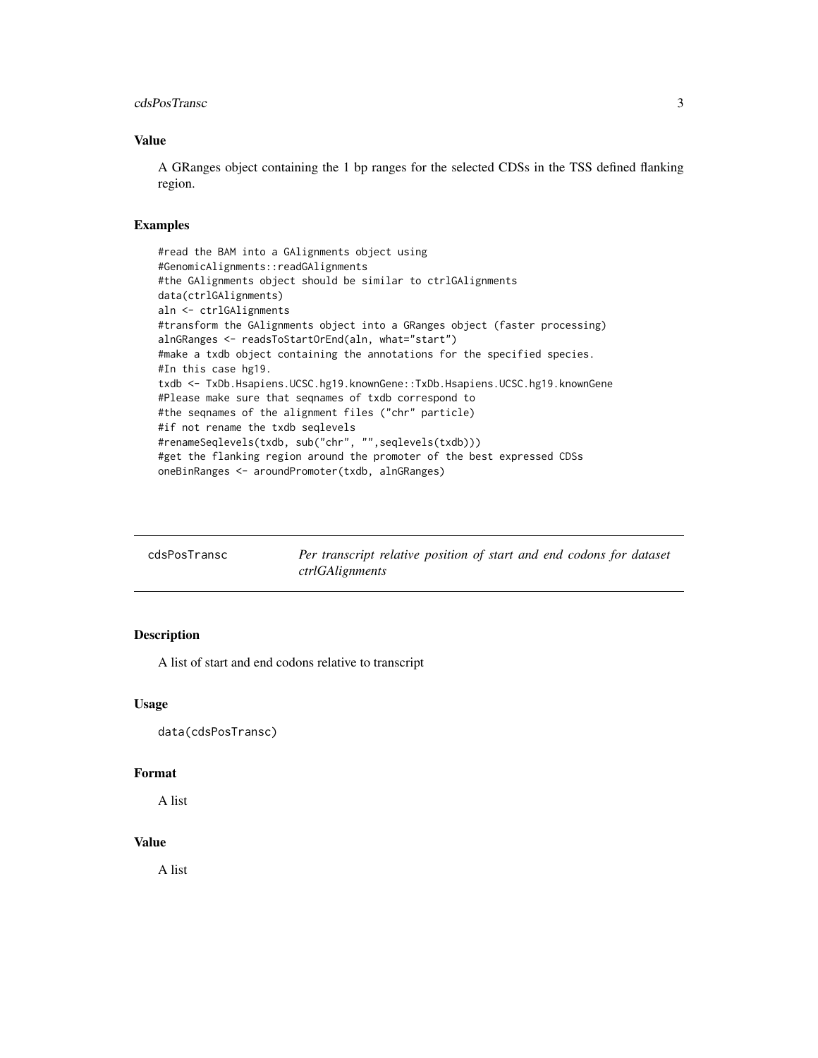## Value

A GRanges object containing the 1 bp ranges for the selected CDSs in the TSS defined flanking region.

## Examples

```
#read the BAM into a GAlignments object using
#GenomicAlignments::readGAlignments
#the GAlignments object should be similar to ctrlGAlignments
data(ctrlGAlignments)
aln <- ctrlGAlignments
#transform the GAlignments object into a GRanges object (faster processing)
alnGRanges <- readsToStartOrEnd(aln, what="start")
#make a txdb object containing the annotations for the specified species.
#In this case hg19.
txdb <- TxDb.Hsapiens.UCSC.hg19.knownGene::TxDb.Hsapiens.UCSC.hg19.knownGene
#Please make sure that seqnames of txdb correspond to
#the seqnames of the alignment files ("chr" particle)
#if not rename the txdb seqlevels
#renameSeqlevels(txdb, sub("chr", "",seqlevels(txdb)))
#get the flanking region around the promoter of the best expressed CDSs
oneBinRanges <- aroundPromoter(txdb, alnGRanges)
```

---

# cdsPosTransc — *Per transcript relative position of start and end codons for dataset ctrlGAlignments*

## Description

A list of start and end codons relative to transcript

## Usage

```
data(cdsPosTransc)
```

## Format

A list

## Value

A list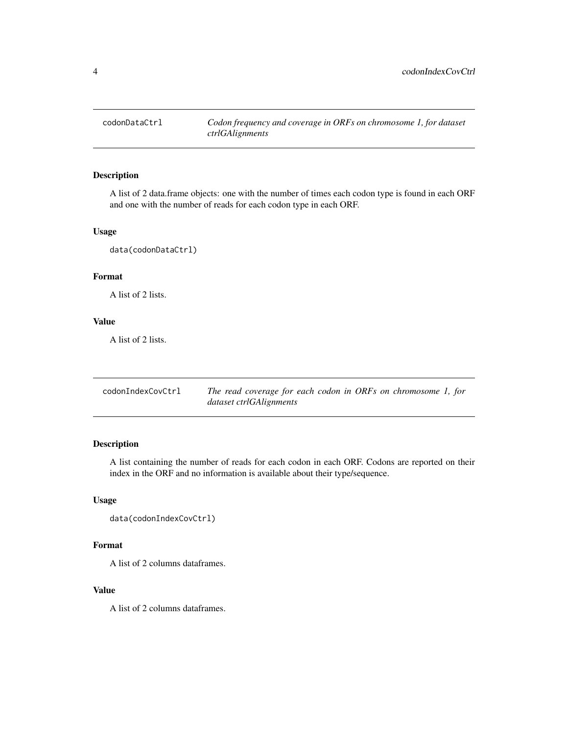## codonDataCtrl — *Codon frequency and coverage in ORFs on chromosome 1, for dataset ctrlGAlignments*

### Description

A list of 2 data.frame objects: one with the number of times each codon type is found in each ORF and one with the number of reads for each codon type in each ORF.

### Usage

```
data(codonDataCtrl)
```

### Format

A list of 2 lists.

### Value

A list of 2 lists.

## codonIndexCovCtrl — *The read coverage for each codon in ORFs on chromosome 1, for dataset ctrlGAlignments*

### Description

A list containing the number of reads for each codon in each ORF. Codons are reported on their index in the ORF and no information is available about their type/sequence.

### Usage

```
data(codonIndexCovCtrl)
```

### Format

A list of 2 columns dataframes.

### Value

A list of 2 columns dataframes.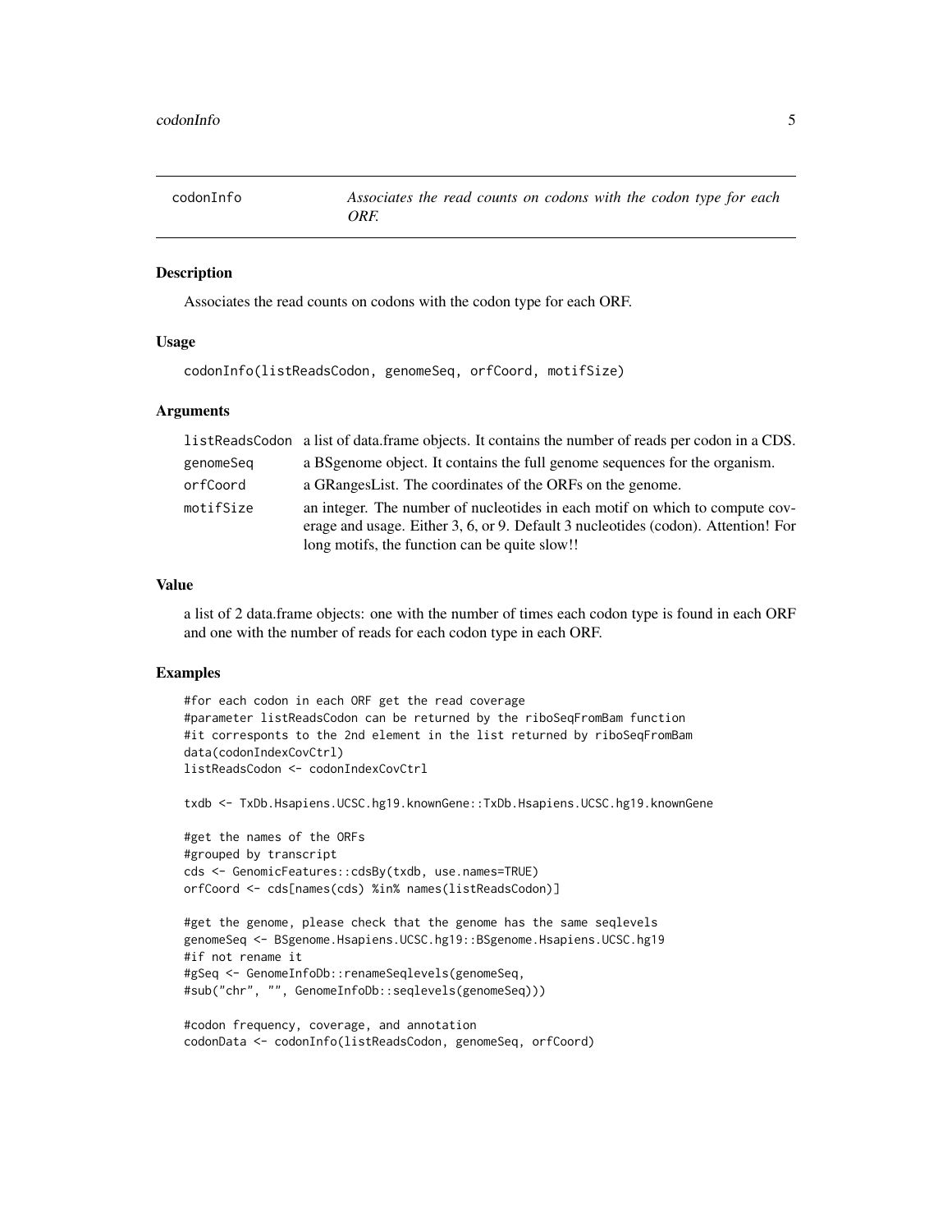# codonInfo

*Associates the read counts on codons with the codon type for each ORF.*

## Description

Associates the read counts on codons with the codon type for each ORF.

## Usage

```
codonInfo(listReadsCodon, genomeSeq, orfCoord, motifSize)
```

## Arguments

| | |
|---|---|
| listReadsCodon | a list of data.frame objects. It contains the number of reads per codon in a CDS. |
| genomeSeq | a BSgenome object. It contains the full genome sequences for the organism. |
| orfCoord | a GRangesList. The coordinates of the ORFs on the genome. |
| motifSize | an integer. The number of nucleotides in each motif on which to compute coverage and usage. Either 3, 6, or 9. Default 3 nucleotides (codon). Attention! For long motifs, the function can be quite slow!! |

## Value

a list of 2 data.frame objects: one with the number of times each codon type is found in each ORF and one with the number of reads for each codon type in each ORF.

## Examples

```
#for each codon in each ORF get the read coverage
#parameter listReadsCodon can be returned by the riboSeqFromBam function
#it corresponts to the 2nd element in the list returned by riboSeqFromBam
data(codonIndexCovCtrl)
listReadsCodon <- codonIndexCovCtrl

txdb <- TxDb.Hsapiens.UCSC.hg19.knownGene::TxDb.Hsapiens.UCSC.hg19.knownGene

#get the names of the ORFs
#grouped by transcript
cds <- GenomicFeatures::cdsBy(txdb, use.names=TRUE)
orfCoord <- cds[names(cds) %in% names(listReadsCodon)]

#get the genome, please check that the genome has the same seqlevels
genomeSeq <- BSgenome.Hsapiens.UCSC.hg19::BSgenome.Hsapiens.UCSC.hg19
#if not rename it
#gSeq <- GenomeInfoDb::renameSeqlevels(genomeSeq,
#sub("chr", "", GenomeInfoDb::seqlevels(genomeSeq)))

#codon frequency, coverage, and annotation
codonData <- codonInfo(listReadsCodon, genomeSeq, orfCoord)
```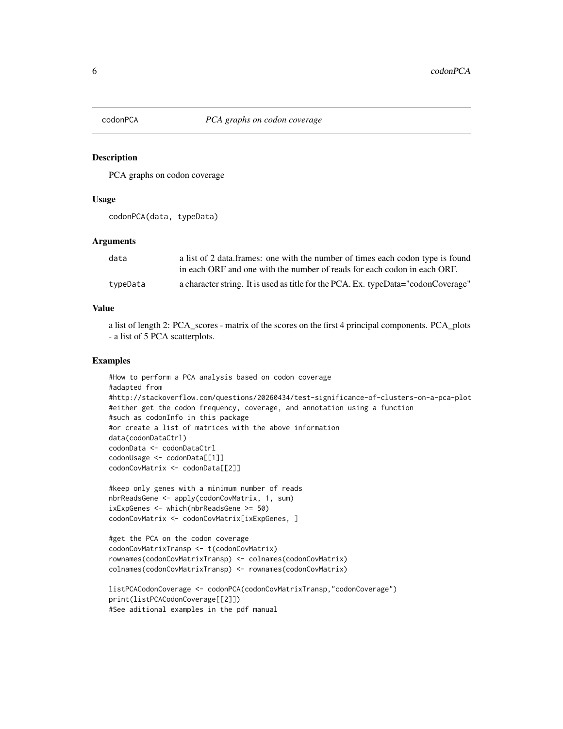## codonPCA — *PCA graphs on codon coverage*

### Description

PCA graphs on codon coverage

### Usage

```
codonPCA(data, typeData)
```

### Arguments

| | |
|---|---|
| data | a list of 2 data.frames: one with the number of times each codon type is found in each ORF and one with the number of reads for each codon in each ORF. |
| typeData | a character string. It is used as title for the PCA. Ex. typeData="codonCoverage" |

### Value

a list of length 2: PCA_scores - matrix of the scores on the first 4 principal components. PCA_plots - a list of 5 PCA scatterplots.

### Examples

```
#How to perform a PCA analysis based on codon coverage
#adapted from
#http://stackoverflow.com/questions/20260434/test-significance-of-clusters-on-a-pca-plot
#either get the codon frequency, coverage, and annotation using a function
#such as codonInfo in this package
#or create a list of matrices with the above information
data(codonDataCtrl)
codonData <- codonDataCtrl
codonUsage <- codonData[[1]]
codonCovMatrix <- codonData[[2]]

#keep only genes with a minimum number of reads
nbrReadsGene <- apply(codonCovMatrix, 1, sum)
ixExpGenes <- which(nbrReadsGene >= 50)
codonCovMatrix <- codonCovMatrix[ixExpGenes, ]

#get the PCA on the codon coverage
codonCovMatrixTransp <- t(codonCovMatrix)
rownames(codonCovMatrixTransp) <- colnames(codonCovMatrix)
colnames(codonCovMatrixTransp) <- rownames(codonCovMatrix)

listPCACodonCoverage <- codonPCA(codonCovMatrixTransp,"codonCoverage")
print(listPCACodonCoverage[[2]])
#See aditional examples in the pdf manual
```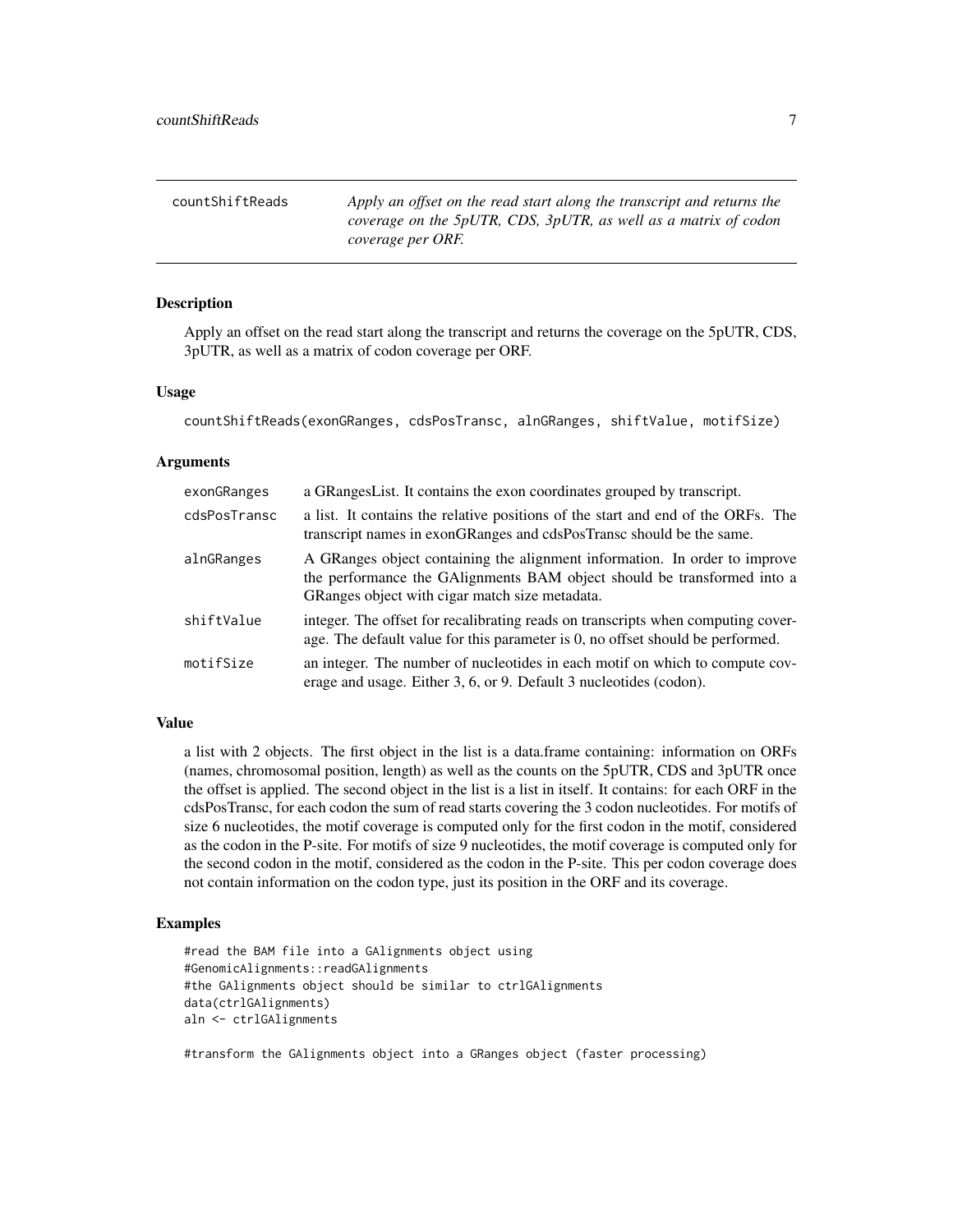## countShiftReads

*Apply an offset on the read start along the transcript and returns the coverage on the 5pUTR, CDS, 3pUTR, as well as a matrix of codon coverage per ORF.*

### Description

Apply an offset on the read start along the transcript and returns the coverage on the 5pUTR, CDS, 3pUTR, as well as a matrix of codon coverage per ORF.

### Usage

```
countShiftReads(exonGRanges, cdsPosTransc, alnGRanges, shiftValue, motifSize)
```

### Arguments

| | |
|---|---|
| exonGRanges | a GRangesList. It contains the exon coordinates grouped by transcript. |
| cdsPosTransc | a list. It contains the relative positions of the start and end of the ORFs. The transcript names in exonGRanges and cdsPosTransc should be the same. |
| alnGRanges | A GRanges object containing the alignment information. In order to improve the performance the GAlignments BAM object should be transformed into a GRanges object with cigar match size metadata. |
| shiftValue | integer. The offset for recalibrating reads on transcripts when computing coverage. The default value for this parameter is 0, no offset should be performed. |
| motifSize | an integer. The number of nucleotides in each motif on which to compute coverage and usage. Either 3, 6, or 9. Default 3 nucleotides (codon). |

### Value

a list with 2 objects. The first object in the list is a data.frame containing: information on ORFs (names, chromosomal position, length) as well as the counts on the 5pUTR, CDS and 3pUTR once the offset is applied. The second object in the list is a list in itself. It contains: for each ORF in the cdsPosTransc, for each codon the sum of read starts covering the 3 codon nucleotides. For motifs of size 6 nucleotides, the motif coverage is computed only for the first codon in the motif, considered as the codon in the P-site. For motifs of size 9 nucleotides, the motif coverage is computed only for the second codon in the motif, considered as the codon in the P-site. This per codon coverage does not contain information on the codon type, just its position in the ORF and its coverage.

### Examples

```
#read the BAM file into a GAlignments object using
#GenomicAlignments::readGAlignments
#the GAlignments object should be similar to ctrlGAlignments
data(ctrlGAlignments)
aln <- ctrlGAlignments

#transform the GAlignments object into a GRanges object (faster processing)
```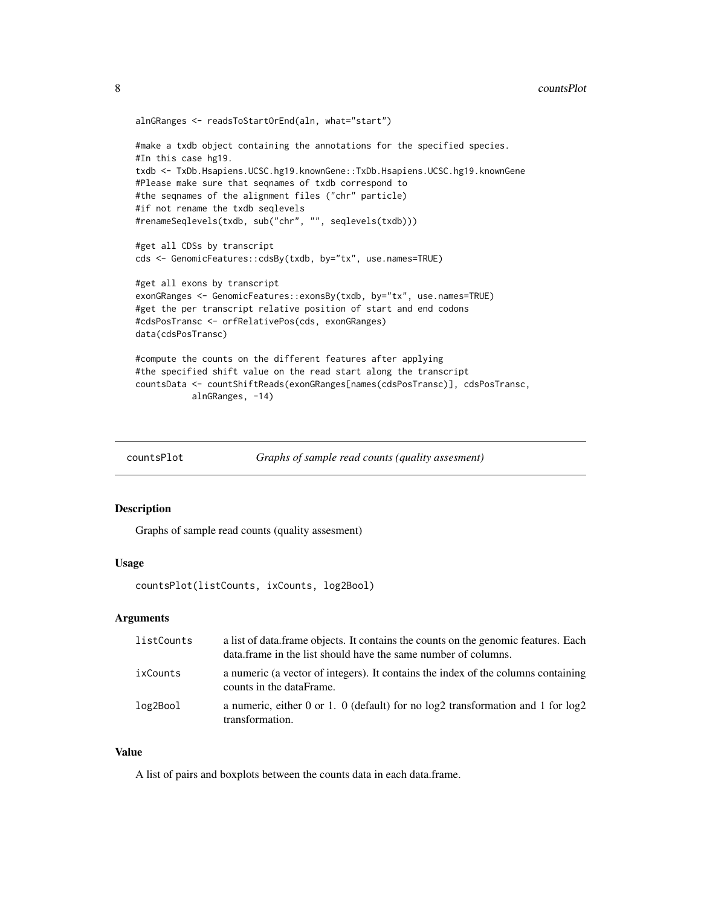```
alnGRanges <- readsToStartOrEnd(aln, what="start")

#make a txdb object containing the annotations for the specified species.
#In this case hg19.
txdb <- TxDb.Hsapiens.UCSC.hg19.knownGene::TxDb.Hsapiens.UCSC.hg19.knownGene
#Please make sure that seqnames of txdb correspond to
#the seqnames of the alignment files ("chr" particle)
#if not rename the txdb seqlevels
#renameSeqlevels(txdb, sub("chr", "", seqlevels(txdb)))

#get all CDSs by transcript
cds <- GenomicFeatures::cdsBy(txdb, by="tx", use.names=TRUE)

#get all exons by transcript
exonGRanges <- GenomicFeatures::exonsBy(txdb, by="tx", use.names=TRUE)
#get the per transcript relative position of start and end codons
#cdsPosTransc <- orfRelativePos(cds, exonGRanges)
data(cdsPosTransc)

#compute the counts on the different features after applying
#the specified shift value on the read start along the transcript
countsData <- countShiftReads(exonGRanges[names(cdsPosTransc)], cdsPosTransc,
           alnGRanges, -14)
```

## countsPlot — *Graphs of sample read counts (quality assesment)*

### Description

Graphs of sample read counts (quality assesment)

### Usage

```
countsPlot(listCounts, ixCounts, log2Bool)
```

### Arguments

| | |
|---|---|
| `listCounts` | a list of data.frame objects. It contains the counts on the genomic features. Each data.frame in the list should have the same number of columns. |
| `ixCounts` | a numeric (a vector of integers). It contains the index of the columns containing counts in the dataFrame. |
| `log2Bool` | a numeric, either 0 or 1. 0 (default) for no log2 transformation and 1 for log2 transformation. |

### Value

A list of pairs and boxplots between the counts data in each data.frame.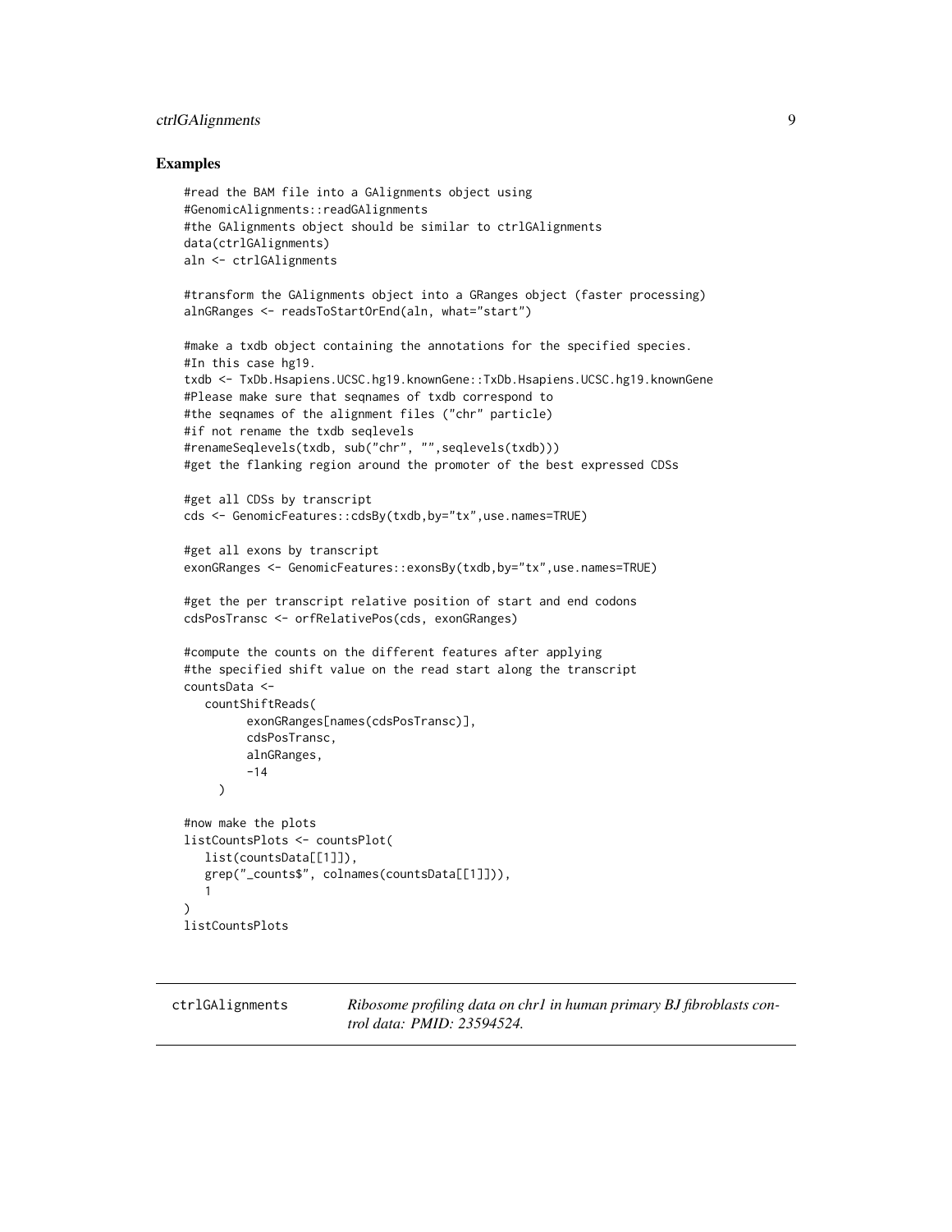## Examples

```
#read the BAM file into a GAlignments object using
#GenomicAlignments::readGAlignments
#the GAlignments object should be similar to ctrlGAlignments
data(ctrlGAlignments)
aln <- ctrlGAlignments

#transform the GAlignments object into a GRanges object (faster processing)
alnGRanges <- readsToStartOrEnd(aln, what="start")

#make a txdb object containing the annotations for the specified species.
#In this case hg19.
txdb <- TxDb.Hsapiens.UCSC.hg19.knownGene::TxDb.Hsapiens.UCSC.hg19.knownGene
#Please make sure that seqnames of txdb correspond to
#the seqnames of the alignment files ("chr" particle)
#if not rename the txdb seqlevels
#renameSeqlevels(txdb, sub("chr", "",seqlevels(txdb)))
#get the flanking region around the promoter of the best expressed CDSs

#get all CDSs by transcript
cds <- GenomicFeatures::cdsBy(txdb,by="tx",use.names=TRUE)

#get all exons by transcript
exonGRanges <- GenomicFeatures::exonsBy(txdb,by="tx",use.names=TRUE)

#get the per transcript relative position of start and end codons
cdsPosTransc <- orfRelativePos(cds, exonGRanges)

#compute the counts on the different features after applying
#the specified shift value on the read start along the transcript
countsData <-
   countShiftReads(
         exonGRanges[names(cdsPosTransc)],
         cdsPosTransc,
         alnGRanges,
         -14
     )

#now make the plots
listCountsPlots <- countsPlot(
   list(countsData[[1]]),
   grep("_counts$", colnames(countsData[[1]])),
   1
)
listCountsPlots
```

---

ctrlGAlignments — *Ribosome profiling data on chr1 in human primary BJ fibroblasts control data: PMID: 23594524.*

---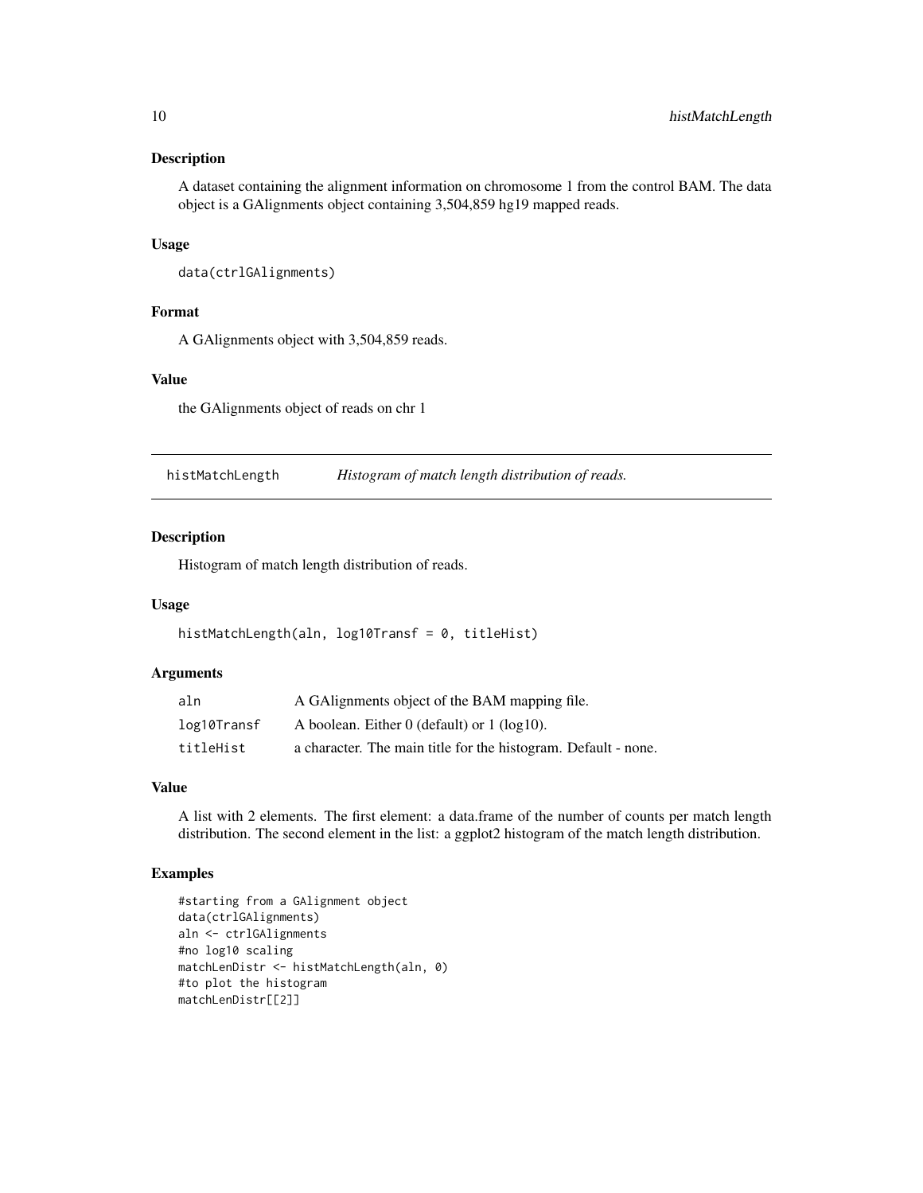### Description

A dataset containing the alignment information on chromosome 1 from the control BAM. The data object is a GAlignments object containing 3,504,859 hg19 mapped reads.

### Usage

```
data(ctrlGAlignments)
```

### Format

A GAlignments object with 3,504,859 reads.

### Value

the GAlignments object of reads on chr 1

---

## histMatchLength — *Histogram of match length distribution of reads.*

---

### Description

Histogram of match length distribution of reads.

### Usage

```
histMatchLength(aln, log10Transf = 0, titleHist)
```

### Arguments

| | |
|---|---|
| aln | A GAlignments object of the BAM mapping file. |
| log10Transf | A boolean. Either 0 (default) or 1 (log10). |
| titleHist | a character. The main title for the histogram. Default - none. |

### Value

A list with 2 elements. The first element: a data.frame of the number of counts per match length distribution. The second element in the list: a ggplot2 histogram of the match length distribution.

### Examples

```
#starting from a GAlignment object
data(ctrlGAlignments)
aln <- ctrlGAlignments
#no log10 scaling
matchLenDistr <- histMatchLength(aln, 0)
#to plot the histogram
matchLenDistr[[2]]
```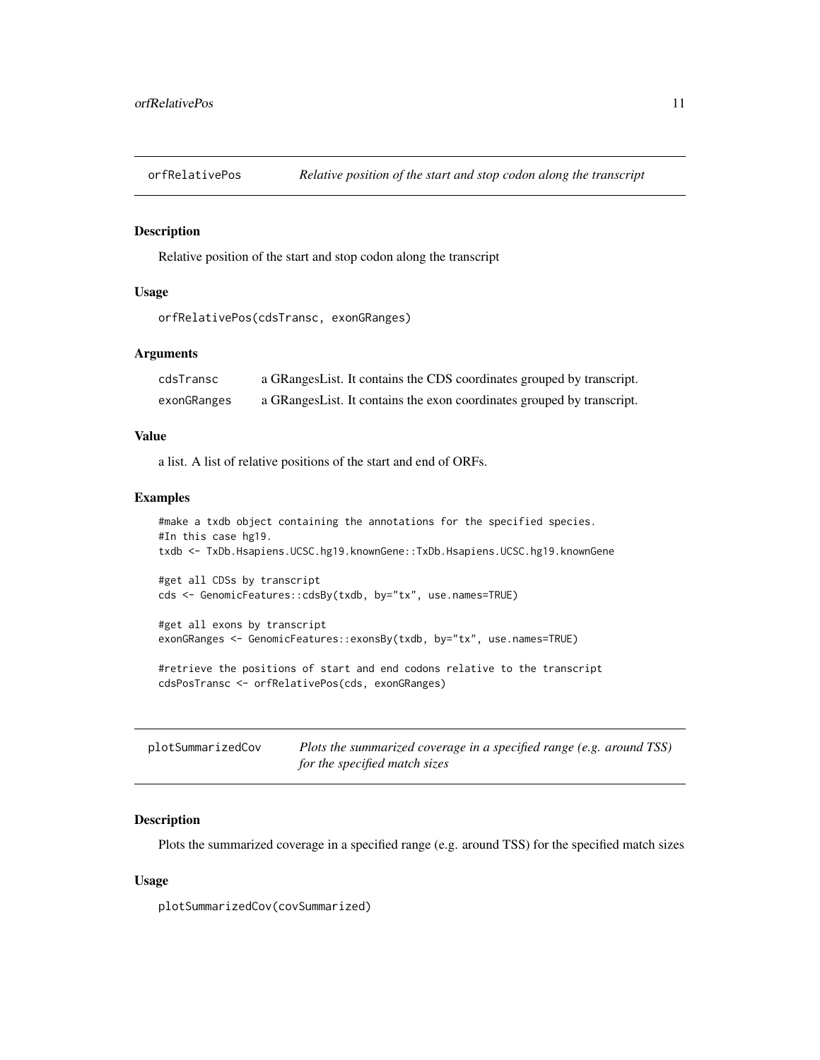## orfRelativePos — *Relative position of the start and stop codon along the transcript*

### Description

Relative position of the start and stop codon along the transcript

### Usage

```
orfRelativePos(cdsTransc, exonGRanges)
```

### Arguments

| | |
|---|---|
| cdsTransc | a GRangesList. It contains the CDS coordinates grouped by transcript. |
| exonGRanges | a GRangesList. It contains the exon coordinates grouped by transcript. |

### Value

a list. A list of relative positions of the start and end of ORFs.

### Examples

```
#make a txdb object containing the annotations for the specified species.
#In this case hg19.
txdb <- TxDb.Hsapiens.UCSC.hg19.knownGene::TxDb.Hsapiens.UCSC.hg19.knownGene

#get all CDSs by transcript
cds <- GenomicFeatures::cdsBy(txdb, by="tx", use.names=TRUE)

#get all exons by transcript
exonGRanges <- GenomicFeatures::exonsBy(txdb, by="tx", use.names=TRUE)

#retrieve the positions of start and end codons relative to the transcript
cdsPosTransc <- orfRelativePos(cds, exonGRanges)
```

## plotSummarizedCov — *Plots the summarized coverage in a specified range (e.g. around TSS) for the specified match sizes*

### Description

Plots the summarized coverage in a specified range (e.g. around TSS) for the specified match sizes

### Usage

```
plotSummarizedCov(covSummarized)
```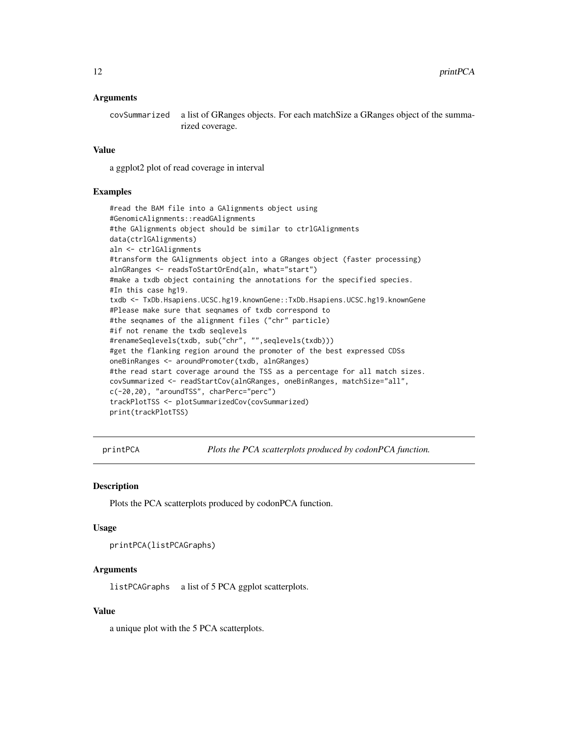### Arguments

covSummarized a list of GRanges objects. For each matchSize a GRanges object of the summarized coverage.

### Value

a ggplot2 plot of read coverage in interval

### Examples

```
#read the BAM file into a GAlignments object using
#GenomicAlignments::readGAlignments
#the GAlignments object should be similar to ctrlGAlignments
data(ctrlGAlignments)
aln <- ctrlGAlignments
#transform the GAlignments object into a GRanges object (faster processing)
alnGRanges <- readsToStartOrEnd(aln, what="start")
#make a txdb object containing the annotations for the specified species.
#In this case hg19.
txdb <- TxDb.Hsapiens.UCSC.hg19.knownGene::TxDb.Hsapiens.UCSC.hg19.knownGene
#Please make sure that seqnames of txdb correspond to
#the seqnames of the alignment files ("chr" particle)
#if not rename the txdb seqlevels
#renameSeqlevels(txdb, sub("chr", "",seqlevels(txdb)))
#get the flanking region around the promoter of the best expressed CDSs
oneBinRanges <- aroundPromoter(txdb, alnGRanges)
#the read start coverage around the TSS as a percentage for all match sizes.
covSummarized <- readStartCov(alnGRanges, oneBinRanges, matchSize="all",
c(-20,20), "aroundTSS", charPerc="perc")
trackPlotTSS <- plotSummarizedCov(covSummarized)
print(trackPlotTSS)
```

---

## printPCA *Plots the PCA scatterplots produced by codonPCA function.*

### Description

Plots the PCA scatterplots produced by codonPCA function.

### Usage

```
printPCA(listPCAGraphs)
```

### Arguments

listPCAGraphs a list of 5 PCA ggplot scatterplots.

### Value

a unique plot with the 5 PCA scatterplots.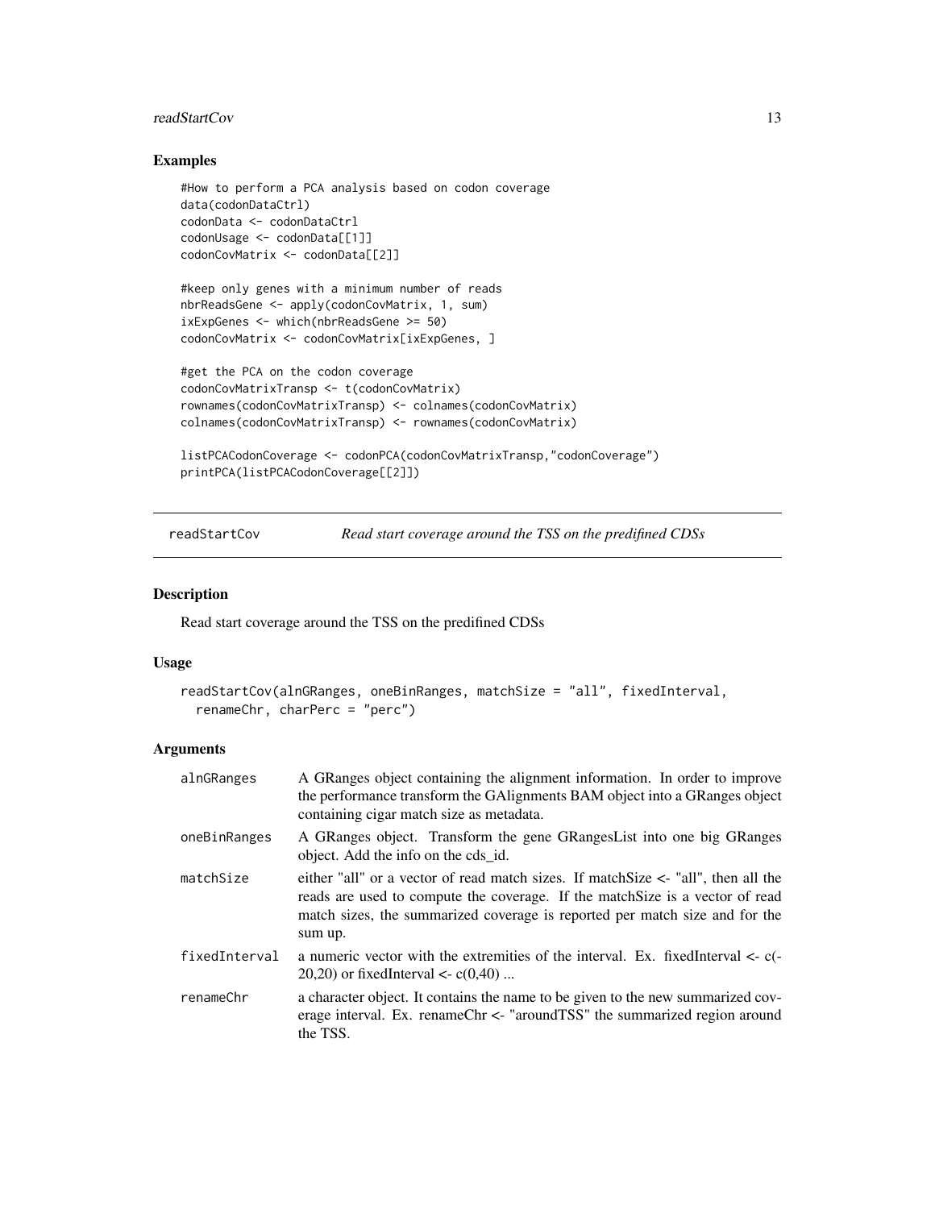## Examples

```
#How to perform a PCA analysis based on codon coverage
data(codonDataCtrl)
codonData <- codonDataCtrl
codonUsage <- codonData[[1]]
codonCovMatrix <- codonData[[2]]

#keep only genes with a minimum number of reads
nbrReadsGene <- apply(codonCovMatrix, 1, sum)
ixExpGenes <- which(nbrReadsGene >= 50)
codonCovMatrix <- codonCovMatrix[ixExpGenes, ]

#get the PCA on the codon coverage
codonCovMatrixTransp <- t(codonCovMatrix)
rownames(codonCovMatrixTransp) <- colnames(codonCovMatrix)
colnames(codonCovMatrixTransp) <- rownames(codonCovMatrix)

listPCACodonCoverage <- codonPCA(codonCovMatrixTransp,"codonCoverage")
printPCA(listPCACodonCoverage[[2]])
```

---

# readStartCov    *Read start coverage around the TSS on the predifined CDSs*

---

## Description

Read start coverage around the TSS on the predifined CDSs

## Usage

```
readStartCov(alnGRanges, oneBinRanges, matchSize = "all", fixedInterval,
  renameChr, charPerc = "perc")
```

## Arguments

| | |
|---|---|
| `alnGRanges` | A GRanges object containing the alignment information. In order to improve the performance transform the GAlignments BAM object into a GRanges object containing cigar match size as metadata. |
| `oneBinRanges` | A GRanges object. Transform the gene GRangesList into one big GRanges object. Add the info on the cds_id. |
| `matchSize` | either "all" or a vector of read match sizes. If matchSize <- "all", then all the reads are used to compute the coverage. If the matchSize is a vector of read match sizes, the summarized coverage is reported per match size and for the sum up. |
| `fixedInterval` | a numeric vector with the extremities of the interval. Ex. fixedInterval <- c(-20,20) or fixedInterval <- c(0,40) ... |
| `renameChr` | a character object. It contains the name to be given to the new summarized coverage interval. Ex. renameChr <- "aroundTSS" the summarized region around the TSS. |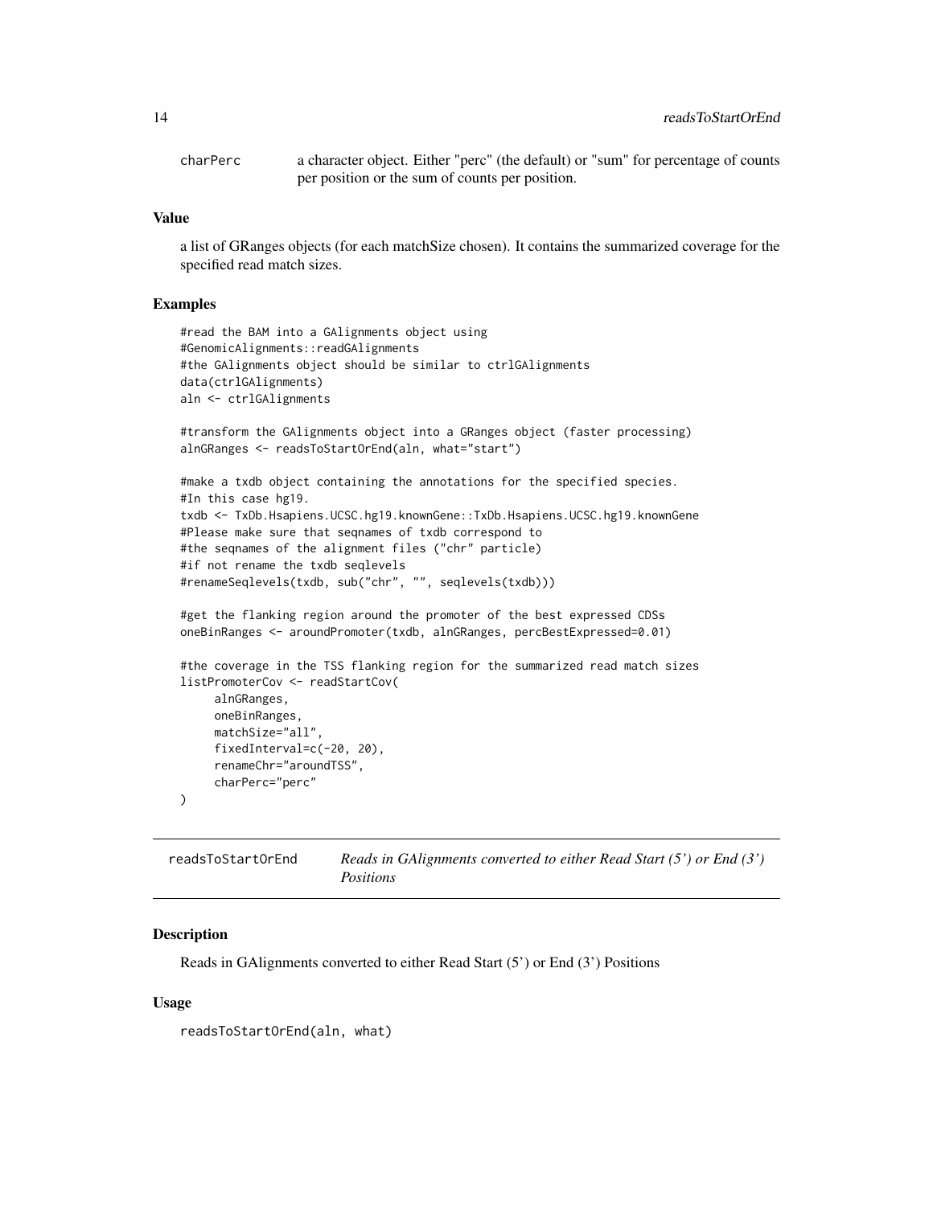charPerc — a character object. Either "perc" (the default) or "sum" for percentage of counts per position or the sum of counts per position.

### Value

a list of GRanges objects (for each matchSize chosen). It contains the summarized coverage for the specified read match sizes.

### Examples

```
#read the BAM into a GAlignments object using
#GenomicAlignments::readGAlignments
#the GAlignments object should be similar to ctrlGAlignments
data(ctrlGAlignments)
aln <- ctrlGAlignments

#transform the GAlignments object into a GRanges object (faster processing)
alnGRanges <- readsToStartOrEnd(aln, what="start")

#make a txdb object containing the annotations for the specified species.
#In this case hg19.
txdb <- TxDb.Hsapiens.UCSC.hg19.knownGene::TxDb.Hsapiens.UCSC.hg19.knownGene
#Please make sure that seqnames of txdb correspond to
#the seqnames of the alignment files ("chr" particle)
#if not rename the txdb seqlevels
#renameSeqlevels(txdb, sub("chr", "", seqlevels(txdb)))

#get the flanking region around the promoter of the best expressed CDSs
oneBinRanges <- aroundPromoter(txdb, alnGRanges, percBestExpressed=0.01)

#the coverage in the TSS flanking region for the summarized read match sizes
listPromoterCov <- readStartCov(
     alnGRanges,
     oneBinRanges,
     matchSize="all",
     fixedInterval=c(-20, 20),
     renameChr="aroundTSS",
     charPerc="perc"
)
```

---

## readsToStartOrEnd — *Reads in GAlignments converted to either Read Start (5') or End (3') Positions*

### Description

Reads in GAlignments converted to either Read Start (5') or End (3') Positions

### Usage

```
readsToStartOrEnd(aln, what)
```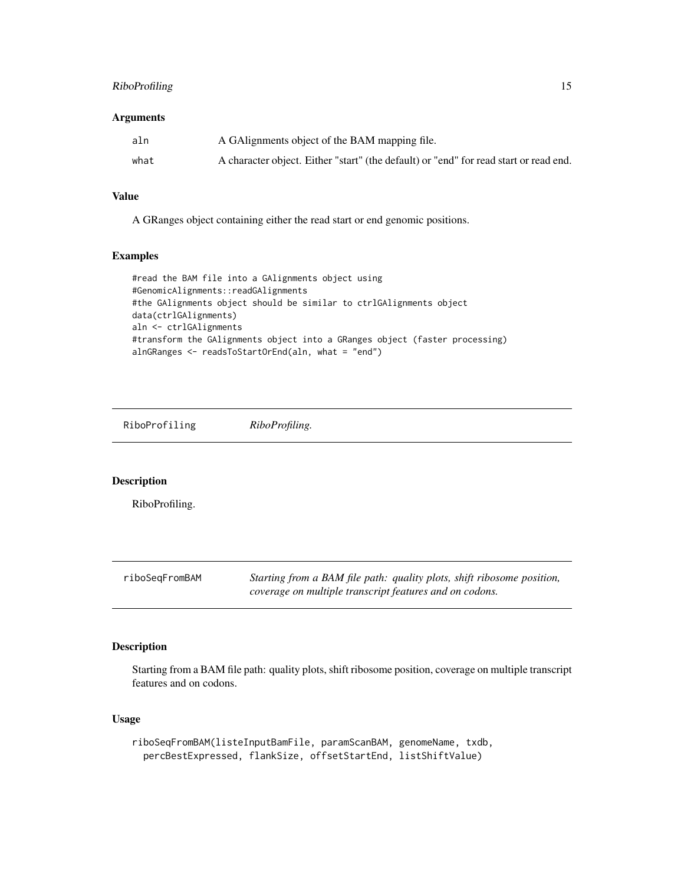### Arguments

| | |
|---|---|
| aln | A GAlignments object of the BAM mapping file. |
| what | A character object. Either "start" (the default) or "end" for read start or read end. |

### Value

A GRanges object containing either the read start or end genomic positions.

### Examples

```
#read the BAM file into a GAlignments object using
#GenomicAlignments::readGAlignments
#the GAlignments object should be similar to ctrlGAlignments object
data(ctrlGAlignments)
aln <- ctrlGAlignments
#transform the GAlignments object into a GRanges object (faster processing)
alnGRanges <- readsToStartOrEnd(aln, what = "end")
```

---

## RiboProfiling    *RiboProfiling.*

---

### Description

RiboProfiling.

---

## riboSeqFromBAM    *Starting from a BAM file path: quality plots, shift ribosome position, coverage on multiple transcript features and on codons.*

---

### Description

Starting from a BAM file path: quality plots, shift ribosome position, coverage on multiple transcript features and on codons.

### Usage

```
riboSeqFromBAM(listeInputBamFile, paramScanBAM, genomeName, txdb,
  percBestExpressed, flankSize, offsetStartEnd, listShiftValue)
```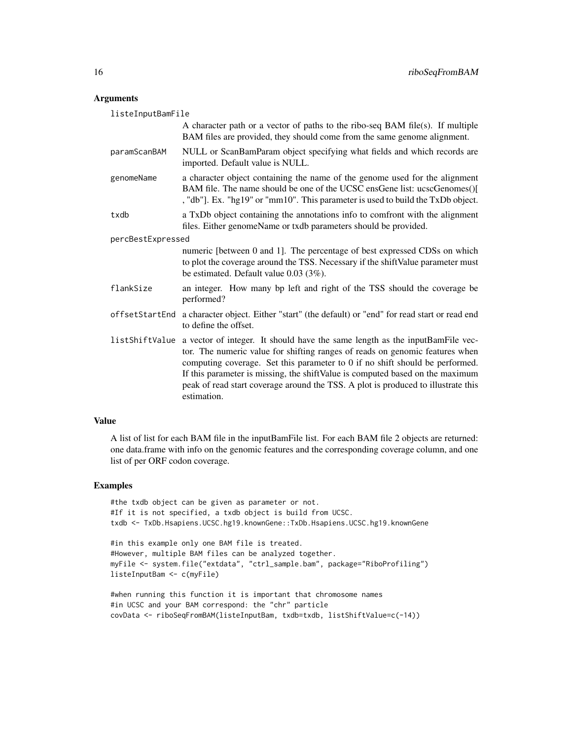## Arguments

**listeInputBamFile**
A character path or a vector of paths to the ribo-seq BAM file(s). If multiple BAM files are provided, they should come from the same genome alignment.

**paramScanBAM**
NULL or ScanBamParam object specifying what fields and which records are imported. Default value is NULL.

**genomeName**
a character object containing the name of the genome used for the alignment BAM file. The name should be one of the UCSC ensGene list: ucscGenomes()[ , "db"]. Ex. "hg19" or "mm10". This parameter is used to build the TxDb object.

**txdb**
a TxDb object containing the annotations info to comfront with the alignment files. Either genomeName or txdb parameters should be provided.

**percBestExpressed**
numeric [between 0 and 1]. The percentage of best expressed CDSs on which to plot the coverage around the TSS. Necessary if the shiftValue parameter must be estimated. Default value 0.03 (3%).

**flankSize**
an integer. How many bp left and right of the TSS should the coverage be performed?

**offsetStartEnd**
a character object. Either "start" (the default) or "end" for read start or read end to define the offset.

**listShiftValue**
a vector of integer. It should have the same length as the inputBamFile vector. The numeric value for shifting ranges of reads on genomic features when computing coverage. Set this parameter to 0 if no shift should be performed. If this parameter is missing, the shiftValue is computed based on the maximum peak of read start coverage around the TSS. A plot is produced to illustrate this estimation.

## Value

A list of list for each BAM file in the inputBamFile list. For each BAM file 2 objects are returned: one data.frame with info on the genomic features and the corresponding coverage column, and one list of per ORF codon coverage.

## Examples

```
#the txdb object can be given as parameter or not.
#If it is not specified, a txdb object is build from UCSC.
txdb <- TxDb.Hsapiens.UCSC.hg19.knownGene::TxDb.Hsapiens.UCSC.hg19.knownGene

#in this example only one BAM file is treated.
#However, multiple BAM files can be analyzed together.
myFile <- system.file("extdata", "ctrl_sample.bam", package="RiboProfiling")
listeInputBam <- c(myFile)

#when running this function it is important that chromosome names
#in UCSC and your BAM correspond: the "chr" particle
covData <- riboSeqFromBAM(listeInputBam, txdb=txdb, listShiftValue=c(-14))
```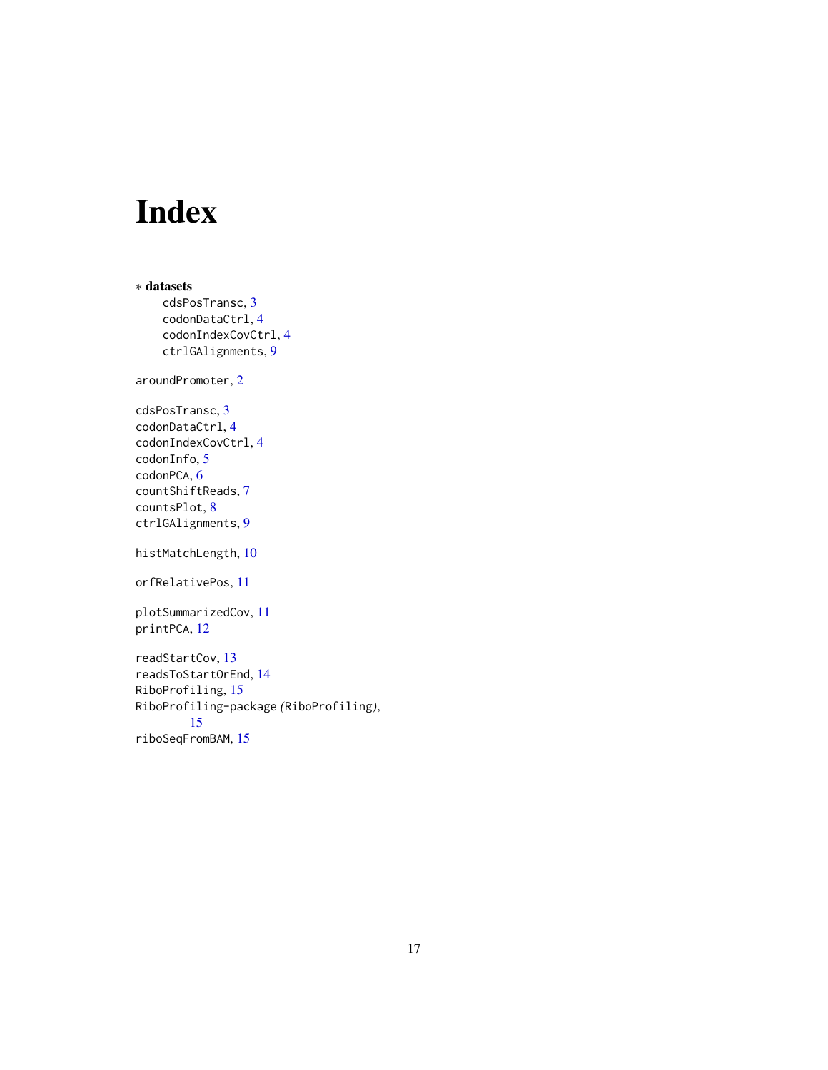# Index

∗ **datasets**

- cdsPosTransc, 3
- codonDataCtrl, 4
- codonIndexCovCtrl, 4
- ctrlGAlignments, 9

aroundPromoter, 2

cdsPosTransc, 3
codonDataCtrl, 4
codonIndexCovCtrl, 4
codonInfo, 5
codonPCA, 6
countShiftReads, 7
countsPlot, 8
ctrlGAlignments, 9

histMatchLength, 10

orfRelativePos, 11

plotSummarizedCov, 11
printPCA, 12

readStartCov, 13
readsToStartOrEnd, 14
RiboProfiling, 15
RiboProfiling-package *(*RiboProfiling*)*, 15
riboSeqFromBAM, 15